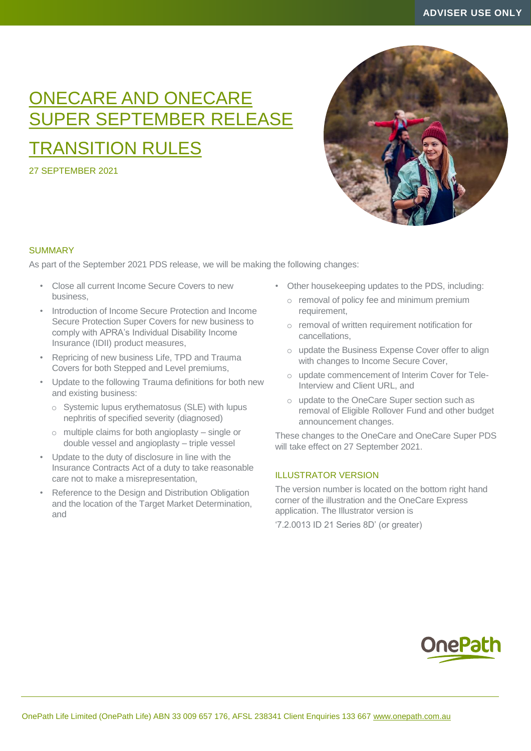ADVISER USE ONLY

# ONECARE AND ONECARE SUPER SEPTEMBER RELEASE TRANSITION RULES

27 SEPTEMBER 2021

## SUMMARY

As part of the September 2021 PDS release, we will be making the following changes:

- Close all current Income Secure Covers to new business,
- Introduction of Income Secure Protection and Income Secure Protection Super Covers for new business to comply with APRA's Individual Disability Income Insurance (IDII) product measures,
- Repricing of new business Life, TPD and Trauma Covers for both Stepped and Level premiums,
- Update to the following Trauma definitions for both new and existing business:
  - Systemic lupus erythematosus (SLE) with lupus nephritis of specified severity (diagnosed)
  - multiple claims for both angioplasty – single or double vessel and angioplasty – triple vessel
- Update to the duty of disclosure in line with the Insurance Contracts Act of a duty to take reasonable care not to make a misrepresentation,
- Reference to the Design and Distribution Obligation and the location of the Target Market Determination, and
- Other housekeeping updates to the PDS, including:
  - removal of policy fee and minimum premium requirement,
  - removal of written requirement notification for cancellations,
  - update the Business Expense Cover offer to align with changes to Income Secure Cover,
  - update commencement of Interim Cover for Tele-Interview and Client URL, and
  - update to the OneCare Super section such as removal of Eligible Rollover Fund and other budget announcement changes.

These changes to the OneCare and OneCare Super PDS will take effect on 27 September 2021.

## ILLUSTRATOR VERSION

The version number is located on the bottom right hand corner of the illustration and the OneCare Express application. The Illustrator version is

'7.2.0013 ID 21 Series 8D' (or greater)

OnePath Life Limited (OnePath Life) ABN 33 009 657 176, AFSL 238341 Client Enquiries 133 667 www.onepath.com.au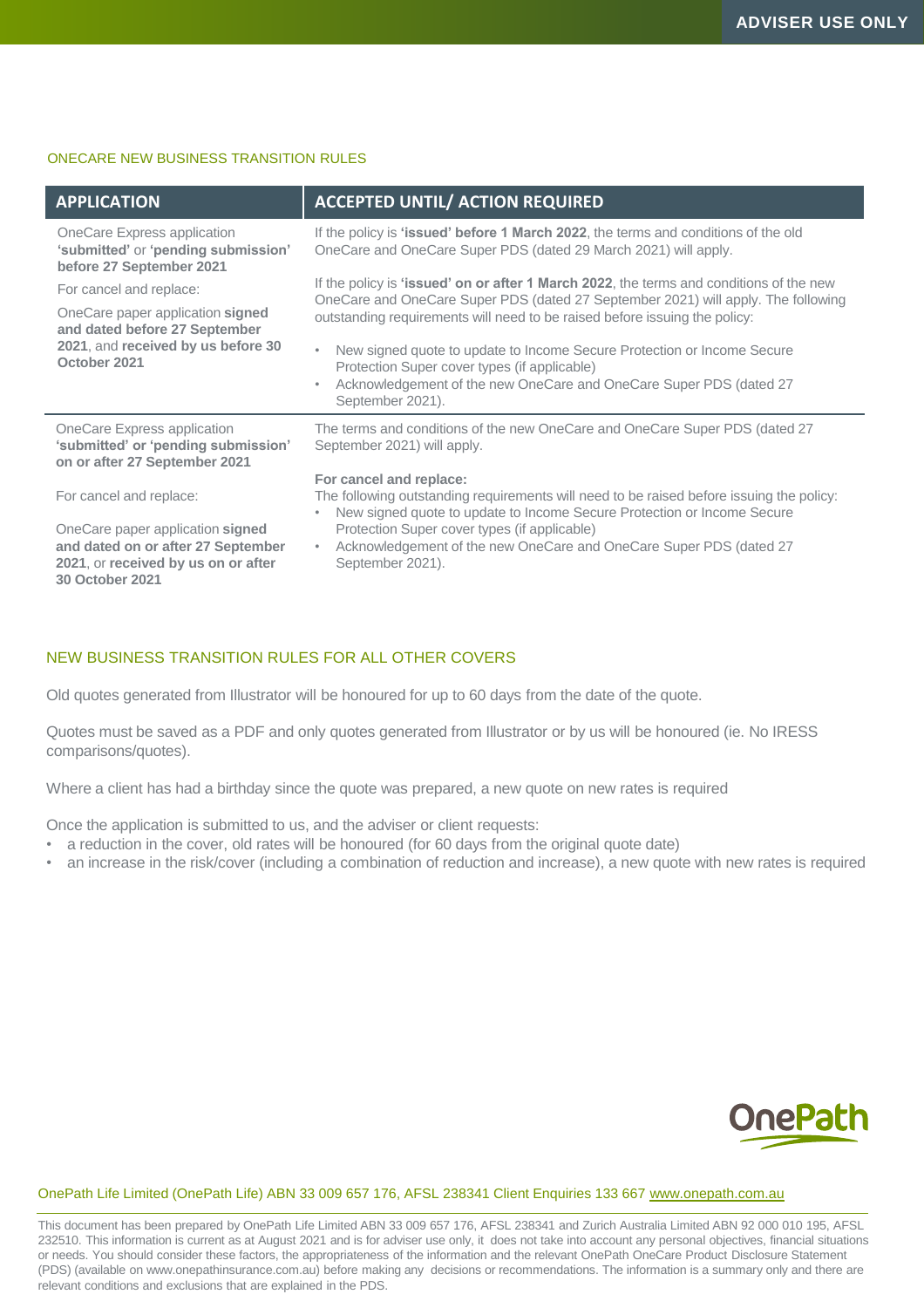ADVISER USE ONLY

## ONECARE NEW BUSINESS TRANSITION RULES

| APPLICATION | ACCEPTED UNTIL/ ACTION REQUIRED |
|---|---|
| OneCare Express application **'submitted'** or **'pending submission' before 27 September 2021**<br><br>For cancel and replace:<br><br>OneCare paper application **signed and dated before 27 September 2021**, and **received by us before 30 October 2021** | If the policy is **'issued' before 1 March 2022**, the terms and conditions of the old OneCare and OneCare Super PDS (dated 29 March 2021) will apply.<br><br>If the policy is **'issued' on or after 1 March 2022**, the terms and conditions of the new OneCare and OneCare Super PDS (dated 27 September 2021) will apply. The following outstanding requirements will need to be raised before issuing the policy:<br><br>• New signed quote to update to Income Secure Protection or Income Secure Protection Super cover types (if applicable)<br>• Acknowledgement of the new OneCare and OneCare Super PDS (dated 27 September 2021). |
| OneCare Express application **'submitted' or 'pending submission' on or after 27 September 2021**<br><br>For cancel and replace:<br><br>OneCare paper application **signed and dated on or after 27 September 2021**, or **received by us on or after 30 October 2021** | The terms and conditions of the new OneCare and OneCare Super PDS (dated 27 September 2021) will apply.<br><br>**For cancel and replace:**<br>The following outstanding requirements will need to be raised before issuing the policy:<br>• New signed quote to update to Income Secure Protection or Income Secure Protection Super cover types (if applicable)<br>• Acknowledgement of the new OneCare and OneCare Super PDS (dated 27 September 2021). |

## NEW BUSINESS TRANSITION RULES FOR ALL OTHER COVERS

Old quotes generated from Illustrator will be honoured for up to 60 days from the date of the quote.

Quotes must be saved as a PDF and only quotes generated from Illustrator or by us will be honoured (ie. No IRESS comparisons/quotes).

Where a client has had a birthday since the quote was prepared, a new quote on new rates is required

Once the application is submitted to us, and the adviser or client requests:

- a reduction in the cover, old rates will be honoured (for 60 days from the original quote date)
- an increase in the risk/cover (including a combination of reduction and increase), a new quote with new rates is required

OnePath

OnePath Life Limited (OnePath Life) ABN 33 009 657 176, AFSL 238341 Client Enquiries 133 667 www.onepath.com.au

This document has been prepared by OnePath Life Limited ABN 33 009 657 176, AFSL 238341 and Zurich Australia Limited ABN 92 000 010 195, AFSL 232510. This information is current as at August 2021 and is for adviser use only, it does not take into account any personal objectives, financial situations or needs. You should consider these factors, the appropriateness of the information and the relevant OnePath OneCare Product Disclosure Statement (PDS) (available on www.onepathinsurance.com.au) before making any decisions or recommendations. The information is a summary only and there are relevant conditions and exclusions that are explained in the PDS.